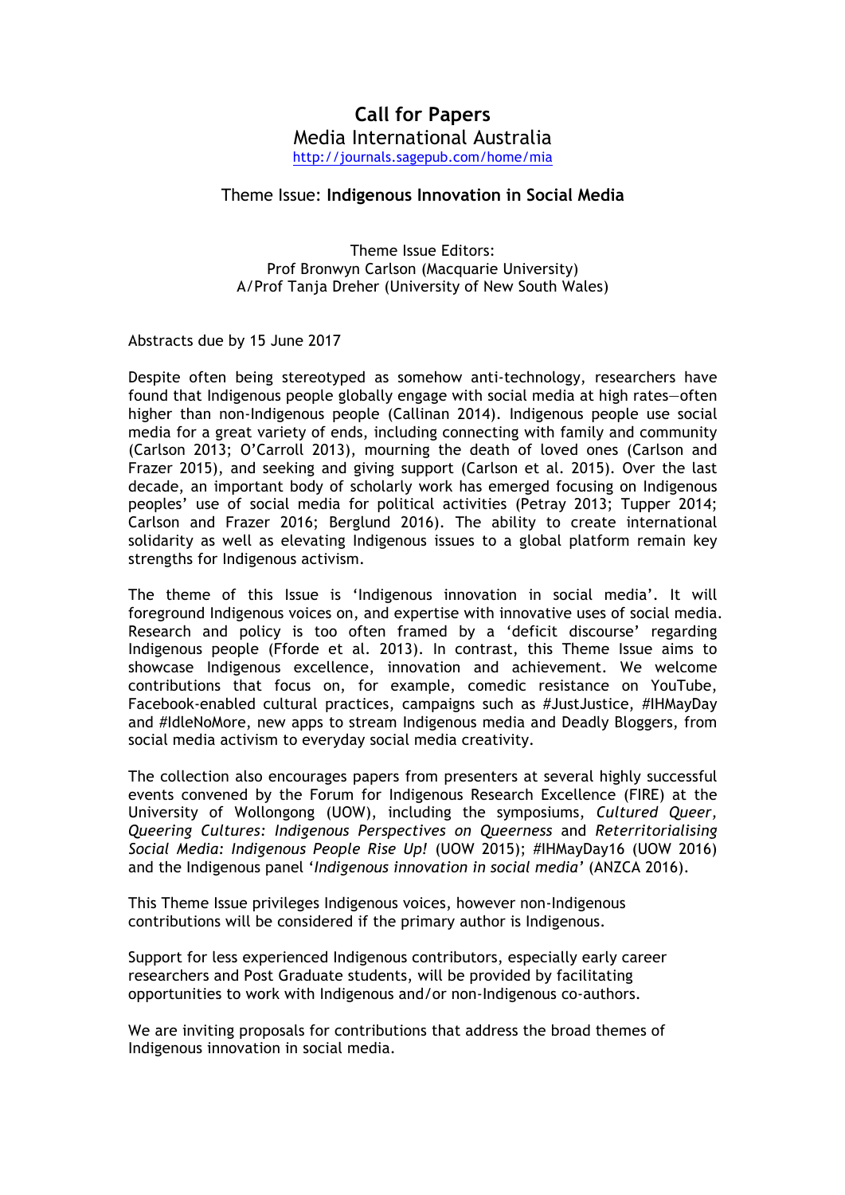# Call for Papers

Media International Australia

http://journals.sagepub.com/home/mia

## Theme Issue: **Indigenous Innovation in Social Media**

Theme Issue Editors:
Prof Bronwyn Carlson (Macquarie University)
A/Prof Tanja Dreher (University of New South Wales)

Abstracts due by 15 June 2017

Despite often being stereotyped as somehow anti-technology, researchers have found that Indigenous people globally engage with social media at high rates—often higher than non-Indigenous people (Callinan 2014). Indigenous people use social media for a great variety of ends, including connecting with family and community (Carlson 2013; O'Carroll 2013), mourning the death of loved ones (Carlson and Frazer 2015), and seeking and giving support (Carlson et al. 2015). Over the last decade, an important body of scholarly work has emerged focusing on Indigenous peoples' use of social media for political activities (Petray 2013; Tupper 2014; Carlson and Frazer 2016; Berglund 2016). The ability to create international solidarity as well as elevating Indigenous issues to a global platform remain key strengths for Indigenous activism.

The theme of this Issue is 'Indigenous innovation in social media'. It will foreground Indigenous voices on, and expertise with innovative uses of social media. Research and policy is too often framed by a 'deficit discourse' regarding Indigenous people (Fforde et al. 2013). In contrast, this Theme Issue aims to showcase Indigenous excellence, innovation and achievement. We welcome contributions that focus on, for example, comedic resistance on YouTube, Facebook-enabled cultural practices, campaigns such as #JustJustice, #IHMayDay and #IdleNoMore, new apps to stream Indigenous media and Deadly Bloggers, from social media activism to everyday social media creativity.

The collection also encourages papers from presenters at several highly successful events convened by the Forum for Indigenous Research Excellence (FIRE) at the University of Wollongong (UOW), including the symposiums, *Cultured Queer, Queering Cultures: Indigenous Perspectives on Queerness* and *Reterritorialising Social Media: Indigenous People Rise Up!* (UOW 2015); #IHMayDay16 (UOW 2016) and the Indigenous panel '*Indigenous innovation in social media*' (ANZCA 2016).

This Theme Issue privileges Indigenous voices, however non-Indigenous contributions will be considered if the primary author is Indigenous.

Support for less experienced Indigenous contributors, especially early career researchers and Post Graduate students, will be provided by facilitating opportunities to work with Indigenous and/or non-Indigenous co-authors.

We are inviting proposals for contributions that address the broad themes of Indigenous innovation in social media.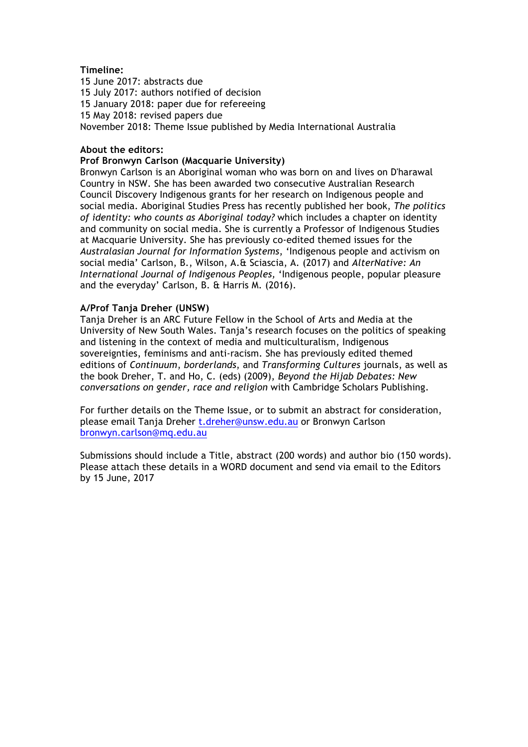**Timeline:**

15 June 2017: abstracts due
15 July 2017: authors notified of decision
15 January 2018: paper due for refereeing
15 May 2018: revised papers due
November 2018: Theme Issue published by Media International Australia

**About the editors:**

**Prof Bronwyn Carlson (Macquarie University)**

Bronwyn Carlson is an Aboriginal woman who was born on and lives on D'harawal Country in NSW. She has been awarded two consecutive Australian Research Council Discovery Indigenous grants for her research on Indigenous people and social media. Aboriginal Studies Press has recently published her book, *The politics of identity: who counts as Aboriginal today?* which includes a chapter on identity and community on social media. She is currently a Professor of Indigenous Studies at Macquarie University. She has previously co-edited themed issues for the *Australasian Journal for Information Systems*, 'Indigenous people and activism on social media' Carlson, B., Wilson, A.& Sciascia, A. (2017) and *AlterNative: An International Journal of Indigenous Peoples*, 'Indigenous people, popular pleasure and the everyday' Carlson, B. & Harris M. (2016).

**A/Prof Tanja Dreher (UNSW)**

Tanja Dreher is an ARC Future Fellow in the School of Arts and Media at the University of New South Wales. Tanja's research focuses on the politics of speaking and listening in the context of media and multiculturalism, Indigenous sovereignties, feminisms and anti-racism. She has previously edited themed editions of *Continuum*, *borderlands*, and *Transforming Cultures* journals, as well as the book Dreher, T. and Ho, C. (eds) (2009), *Beyond the Hijab Debates: New conversations on gender, race and religion* with Cambridge Scholars Publishing.

For further details on the Theme Issue, or to submit an abstract for consideration, please email Tanja Dreher t.dreher@unsw.edu.au or Bronwyn Carlson bronwyn.carlson@mq.edu.au

Submissions should include a Title, abstract (200 words) and author bio (150 words). Please attach these details in a WORD document and send via email to the Editors by 15 June, 2017